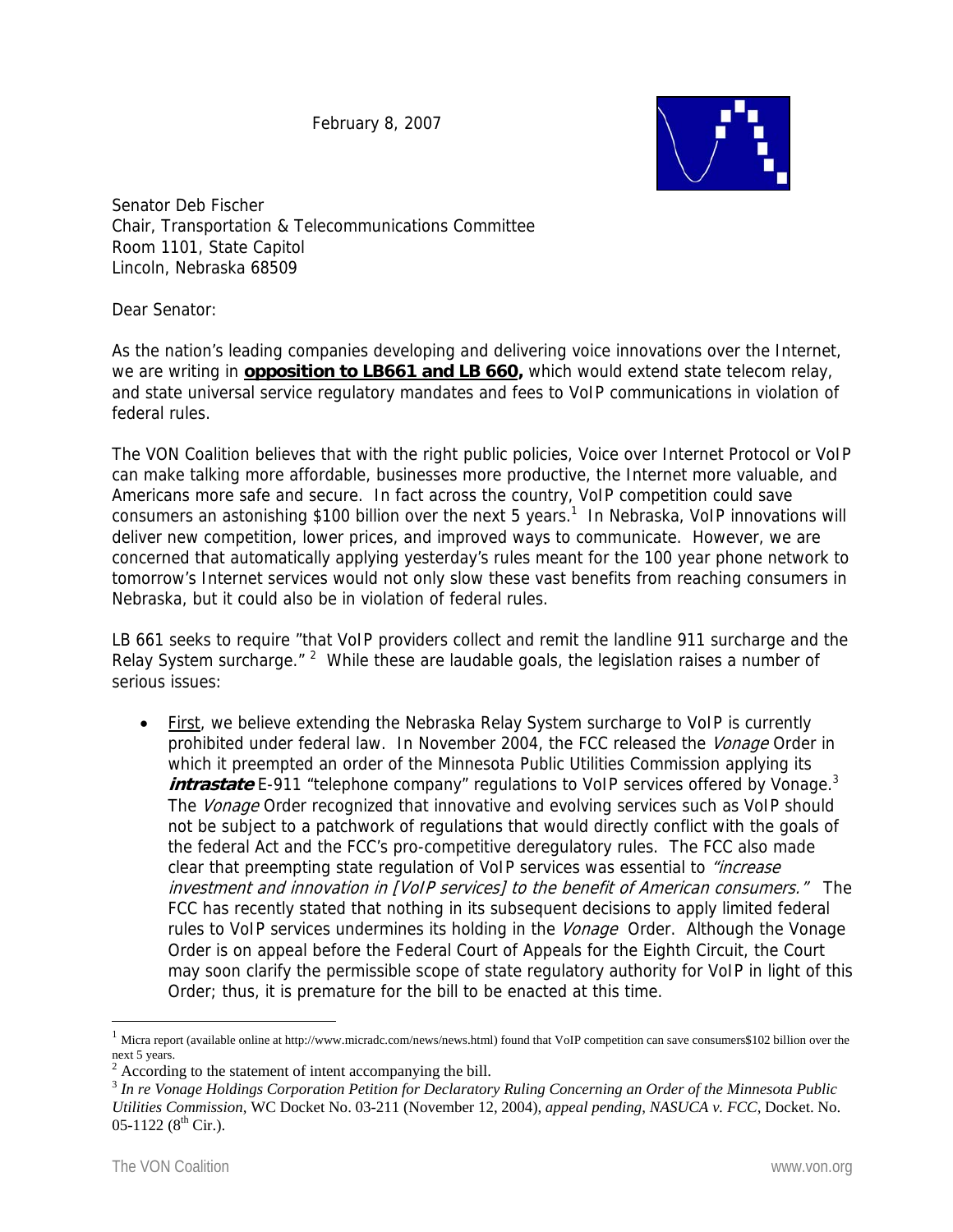February 8, 2007

Senator Deb Fischer
Chair, Transportation & Telecommunications Committee
Room 1101, State Capitol
Lincoln, Nebraska 68509

Dear Senator:

As the nation's leading companies developing and delivering voice innovations over the Internet, we are writing in **opposition to LB661 and LB 660,** which would extend state telecom relay, and state universal service regulatory mandates and fees to VoIP communications in violation of federal rules.

The VON Coalition believes that with the right public policies, Voice over Internet Protocol or VoIP can make talking more affordable, businesses more productive, the Internet more valuable, and Americans more safe and secure. In fact across the country, VoIP competition could save consumers an astonishing $100 billion over the next 5 years.[1] In Nebraska, VoIP innovations will deliver new competition, lower prices, and improved ways to communicate. However, we are concerned that automatically applying yesterday's rules meant for the 100 year phone network to tomorrow's Internet services would not only slow these vast benefits from reaching consumers in Nebraska, but it could also be in violation of federal rules.

LB 661 seeks to require "that VoIP providers collect and remit the landline 911 surcharge and the Relay System surcharge." [2] While these are laudable goals, the legislation raises a number of serious issues:

- First, we believe extending the Nebraska Relay System surcharge to VoIP is currently prohibited under federal law. In November 2004, the FCC released the *Vonage* Order in which it preempted an order of the Minnesota Public Utilities Commission applying its ***intrastate*** E-911 "telephone company" regulations to VoIP services offered by Vonage.[3] The *Vonage* Order recognized that innovative and evolving services such as VoIP should not be subject to a patchwork of regulations that would directly conflict with the goals of the federal Act and the FCC's pro-competitive deregulatory rules. The FCC also made clear that preempting state regulation of VoIP services was essential to *"increase investment and innovation in [VoIP services] to the benefit of American consumers."* The FCC has recently stated that nothing in its subsequent decisions to apply limited federal rules to VoIP services undermines its holding in the *Vonage* Order. Although the Vonage Order is on appeal before the Federal Court of Appeals for the Eighth Circuit, the Court may soon clarify the permissible scope of state regulatory authority for VoIP in light of this Order; thus, it is premature for the bill to be enacted at this time.

---

[1] Micra report (available online at http://www.micradc.com/news/news.html) found that VoIP competition can save consumers$102 billion over the next 5 years.

[2] According to the statement of intent accompanying the bill.

[3] *In re Vonage Holdings Corporation Petition for Declaratory Ruling Concerning an Order of the Minnesota Public Utilities Commission*, WC Docket No. 03-211 (November 12, 2004), *appeal pending*, *NASUCA v. FCC*, Docket. No. 05-1122 (8th Cir.).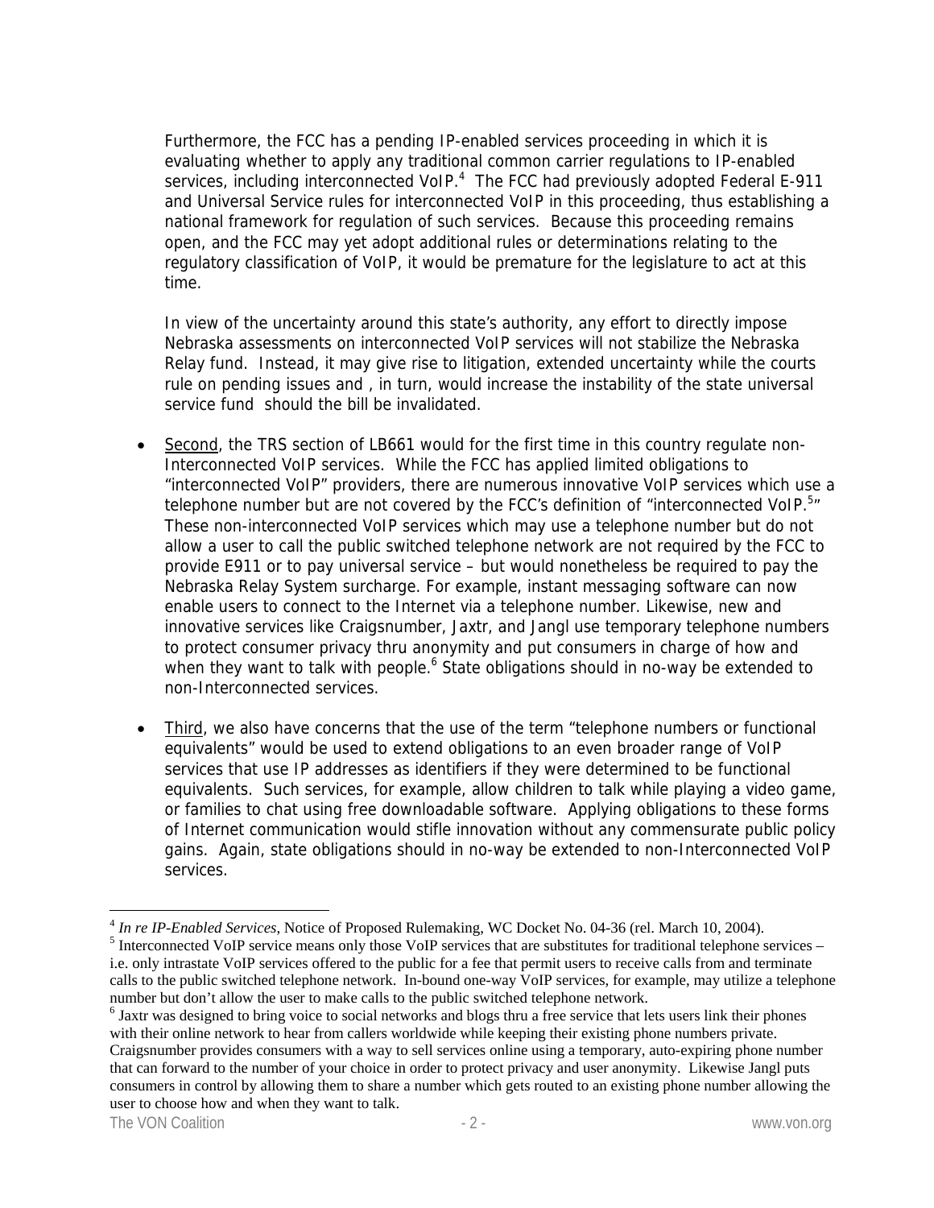Furthermore, the FCC has a pending IP-enabled services proceeding in which it is evaluating whether to apply any traditional common carrier regulations to IP-enabled services, including interconnected VoIP.[4] The FCC had previously adopted Federal E-911 and Universal Service rules for interconnected VoIP in this proceeding, thus establishing a national framework for regulation of such services. Because this proceeding remains open, and the FCC may yet adopt additional rules or determinations relating to the regulatory classification of VoIP, it would be premature for the legislature to act at this time.

In view of the uncertainty around this state's authority, any effort to directly impose Nebraska assessments on interconnected VoIP services will not stabilize the Nebraska Relay fund. Instead, it may give rise to litigation, extended uncertainty while the courts rule on pending issues and , in turn, would increase the instability of the state universal service fund should the bill be invalidated.

- <u>Second</u>, the TRS section of LB661 would for the first time in this country regulate non-Interconnected VoIP services. While the FCC has applied limited obligations to "interconnected VoIP" providers, there are numerous innovative VoIP services which use a telephone number but are not covered by the FCC's definition of "interconnected VoIP.[5]" These non-interconnected VoIP services which may use a telephone number but do not allow a user to call the public switched telephone network are not required by the FCC to provide E911 or to pay universal service – but would nonetheless be required to pay the Nebraska Relay System surcharge. For example, instant messaging software can now enable users to connect to the Internet via a telephone number. Likewise, new and innovative services like Craigsnumber, Jaxtr, and Jangl use temporary telephone numbers to protect consumer privacy thru anonymity and put consumers in charge of how and when they want to talk with people.[6] State obligations should in no-way be extended to non-Interconnected services.

- <u>Third</u>, we also have concerns that the use of the term "telephone numbers or functional equivalents" would be used to extend obligations to an even broader range of VoIP services that use IP addresses as identifiers if they were determined to be functional equivalents. Such services, for example, allow children to talk while playing a video game, or families to chat using free downloadable software. Applying obligations to these forms of Internet communication would stifle innovation without any commensurate public policy gains. Again, state obligations should in no-way be extended to non-Interconnected VoIP services.

---

[4] *In re IP-Enabled Services*, Notice of Proposed Rulemaking, WC Docket No. 04-36 (rel. March 10, 2004).

[5] Interconnected VoIP service means only those VoIP services that are substitutes for traditional telephone services – i.e. only intrastate VoIP services offered to the public for a fee that permit users to receive calls from and terminate calls to the public switched telephone network. In-bound one-way VoIP services, for example, may utilize a telephone number but don't allow the user to make calls to the public switched telephone network.

[6] Jaxtr was designed to bring voice to social networks and blogs thru a free service that lets users link their phones with their online network to hear from callers worldwide while keeping their existing phone numbers private. Craigsnumber provides consumers with a way to sell services online using a temporary, auto-expiring phone number that can forward to the number of your choice in order to protect privacy and user anonymity. Likewise Jangl puts consumers in control by allowing them to share a number which gets routed to an existing phone number allowing the user to choose how and when they want to talk.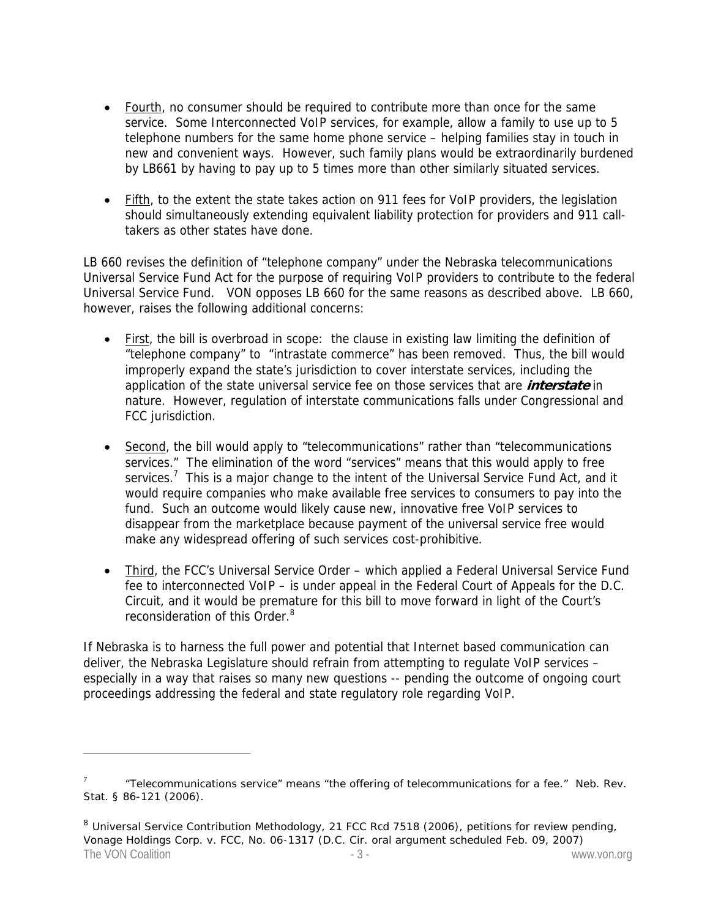- Fourth, no consumer should be required to contribute more than once for the same service. Some Interconnected VoIP services, for example, allow a family to use up to 5 telephone numbers for the same home phone service – helping families stay in touch in new and convenient ways. However, such family plans would be extraordinarily burdened by LB661 by having to pay up to 5 times more than other similarly situated services.

- Fifth, to the extent the state takes action on 911 fees for VoIP providers, the legislation should simultaneously extending equivalent liability protection for providers and 911 call-takers as other states have done.

LB 660 revises the definition of "telephone company" under the Nebraska telecommunications Universal Service Fund Act for the purpose of requiring VoIP providers to contribute to the federal Universal Service Fund. VON opposes LB 660 for the same reasons as described above. LB 660, however, raises the following additional concerns:

- First, the bill is overbroad in scope: the clause in existing law limiting the definition of "telephone company" to "intrastate commerce" has been removed. Thus, the bill would improperly expand the state's jurisdiction to cover interstate services, including the application of the state universal service fee on those services that are ***interstate*** in nature. However, regulation of interstate communications falls under Congressional and FCC jurisdiction.

- Second, the bill would apply to "telecommunications" rather than "telecommunications services." The elimination of the word "services" means that this would apply to free services.[7] This is a major change to the intent of the Universal Service Fund Act, and it would require companies who make available free services to consumers to pay into the fund. Such an outcome would likely cause new, innovative free VoIP services to disappear from the marketplace because payment of the universal service free would make any widespread offering of such services cost-prohibitive.

- Third, the FCC's Universal Service Order – which applied a Federal Universal Service Fund fee to interconnected VoIP – is under appeal in the Federal Court of Appeals for the D.C. Circuit, and it would be premature for this bill to move forward in light of the Court's reconsideration of this Order.[8]

If Nebraska is to harness the full power and potential that Internet based communication can deliver, the Nebraska Legislature should refrain from attempting to regulate VoIP services – especially in a way that raises so many new questions -- pending the outcome of ongoing court proceedings addressing the federal and state regulatory role regarding VoIP.

---

[7] "Telecommunications service" means "the offering of telecommunications for a fee." Neb. Rev. Stat. § 86-121 (2006).

[8] Universal Service Contribution Methodology, 21 FCC Rcd 7518 (2006), petitions for review pending, Vonage Holdings Corp. v. FCC, No. 06-1317 (D.C. Cir. oral argument scheduled Feb. 09, 2007)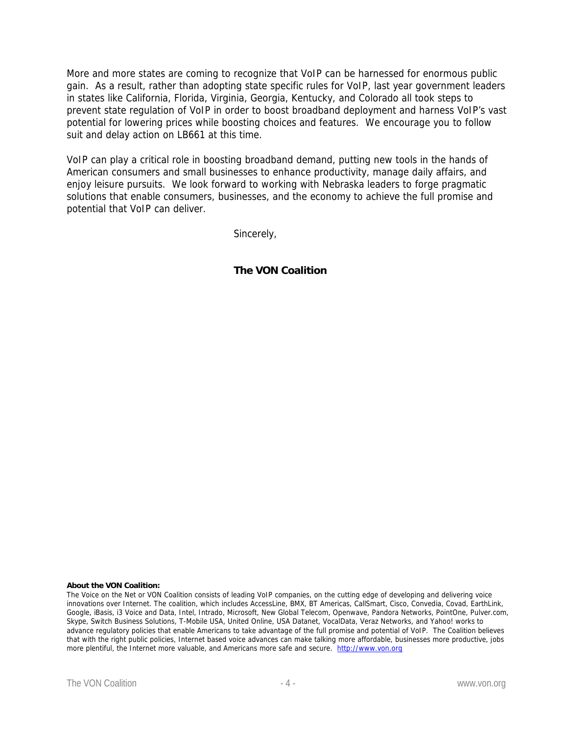More and more states are coming to recognize that VoIP can be harnessed for enormous public gain. As a result, rather than adopting state specific rules for VoIP, last year government leaders in states like California, Florida, Virginia, Georgia, Kentucky, and Colorado all took steps to prevent state regulation of VoIP in order to boost broadband deployment and harness VoIP's vast potential for lowering prices while boosting choices and features. We encourage you to follow suit and delay action on LB661 at this time.

VoIP can play a critical role in boosting broadband demand, putting new tools in the hands of American consumers and small businesses to enhance productivity, manage daily affairs, and enjoy leisure pursuits. We look forward to working with Nebraska leaders to forge pragmatic solutions that enable consumers, businesses, and the economy to achieve the full promise and potential that VoIP can deliver.

Sincerely,

**The VON Coalition**

**About the VON Coalition:**

The Voice on the Net or VON Coalition consists of leading VoIP companies, on the cutting edge of developing and delivering voice innovations over Internet. The coalition, which includes AccessLine, BMX, BT Americas, CallSmart, Cisco, Convedia, Covad, EarthLink, Google, iBasis, i3 Voice and Data, Intel, Intrado, Microsoft, New Global Telecom, Openwave, Pandora Networks, PointOne, Pulver.com, Skype, Switch Business Solutions, T-Mobile USA, United Online, USA Datanet, VocalData, Veraz Networks, and Yahoo! works to advance regulatory policies that enable Americans to take advantage of the full promise and potential of VoIP. The Coalition believes that with the right public policies, Internet based voice advances can make talking more affordable, businesses more productive, jobs more plentiful, the Internet more valuable, and Americans more safe and secure. http://www.von.org